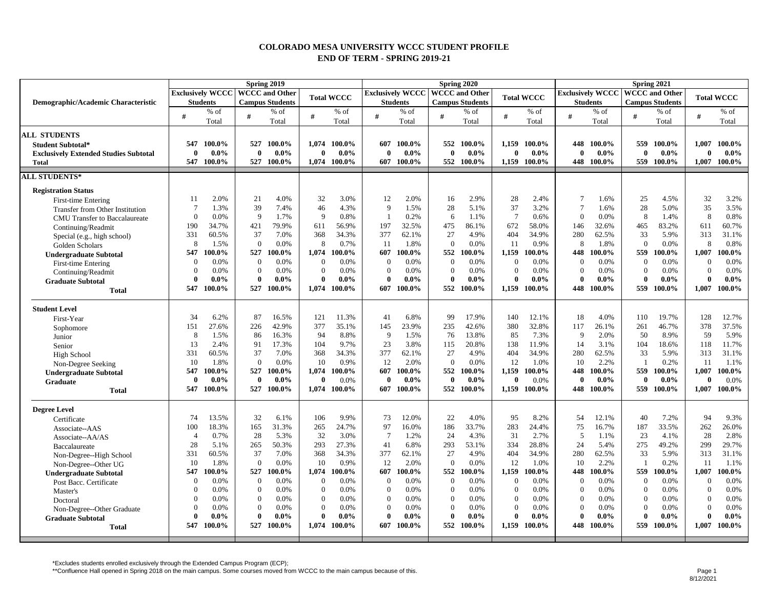# COLORADO MESA UNIVERSITY WCCC STUDENT PROFILE
## END OF TERM - SPRING 2019-21

| Demographic/Academic Characteristic | Spring 2019 | | | | | | Spring 2020 | | | | | | Spring 2021 | | | | | |
|---|---|---|---|---|---|---|---|---|---|---|---|---|---|---|---|---|---|---|
| | Exclusively WCCC Students | | WCCC and Other Campus Students | | Total WCCC | | Exclusively WCCC Students | | WCCC and Other Campus Students | | Total WCCC | | Exclusively WCCC Students | | WCCC and Other Campus Students | | Total WCCC | |
| | # | % of Total | # | % of Total | # | % of Total | # | % of Total | # | % of Total | # | % of Total | # | % of Total | # | % of Total | # | % of Total |
| **ALL STUDENTS** | | | | | | | | | | | | | | | | | | |
| **Student Subtotal*** | **547** | **100.0%** | **527** | **100.0%** | **1,074** | **100.0%** | **607** | **100.0%** | **552** | **100.0%** | **1,159** | **100.0%** | **448** | **100.0%** | **559** | **100.0%** | **1,007** | **100.0%** |
| **Exclusively Extended Studies Subtotal** | **0** | **0.0%** | **0** | **0.0%** | **0** | **0.0%** | **0** | **0.0%** | **0** | **0.0%** | **0** | **0.0%** | **0** | **0.0%** | **0** | **0.0%** | **0** | **0.0%** |
| **Total** | **547** | **100.0%** | **527** | **100.0%** | **1,074** | **100.0%** | **607** | **100.0%** | **552** | **100.0%** | **1,159** | **100.0%** | **448** | **100.0%** | **559** | **100.0%** | **1,007** | **100.0%** |
| **ALL STUDENTS*** | | | | | | | | | | | | | | | | | | |
| **Registration Status** | | | | | | | | | | | | | | | | | | |
| First-time Entering | 11 | 2.0% | 21 | 4.0% | 32 | 3.0% | 12 | 2.0% | 16 | 2.9% | 28 | 2.4% | 7 | 1.6% | 25 | 4.5% | 32 | 3.2% |
| Transfer from Other Institution | 7 | 1.3% | 39 | 7.4% | 46 | 4.3% | 9 | 1.5% | 28 | 5.1% | 37 | 3.2% | 7 | 1.6% | 28 | 5.0% | 35 | 3.5% |
| CMU Transfer to Baccalaureate | 0 | 0.0% | 9 | 1.7% | 9 | 0.8% | 1 | 0.2% | 6 | 1.1% | 7 | 0.6% | 0 | 0.0% | 8 | 1.4% | 8 | 0.8% |
| Continuing/Readmit | 190 | 34.7% | 421 | 79.9% | 611 | 56.9% | 197 | 32.5% | 475 | 86.1% | 672 | 58.0% | 146 | 32.6% | 465 | 83.2% | 611 | 60.7% |
| Special (e.g., high school) | 331 | 60.5% | 37 | 7.0% | 368 | 34.3% | 377 | 62.1% | 27 | 4.9% | 404 | 34.9% | 280 | 62.5% | 33 | 5.9% | 313 | 31.1% |
| Golden Scholars | 8 | 1.5% | 0 | 0.0% | 8 | 0.7% | 11 | 1.8% | 0 | 0.0% | 11 | 0.9% | 8 | 1.8% | 0 | 0.0% | 8 | 0.8% |
| **Undergraduate Subtotal** | **547** | **100.0%** | **527** | **100.0%** | **1,074** | **100.0%** | **607** | **100.0%** | **552** | **100.0%** | **1,159** | **100.0%** | **448** | **100.0%** | **559** | **100.0%** | **1,007** | **100.0%** |
| First-time Entering | 0 | 0.0% | 0 | 0.0% | 0 | 0.0% | 0 | 0.0% | 0 | 0.0% | 0 | 0.0% | 0 | 0.0% | 0 | 0.0% | 0 | 0.0% |
| Continuing/Readmit | 0 | 0.0% | 0 | 0.0% | 0 | 0.0% | 0 | 0.0% | 0 | 0.0% | 0 | 0.0% | 0 | 0.0% | 0 | 0.0% | 0 | 0.0% |
| **Graduate Subtotal** | **0** | **0.0%** | **0** | **0.0%** | **0** | **0.0%** | **0** | **0.0%** | **0** | **0.0%** | **0** | **0.0%** | **0** | **0.0%** | **0** | **0.0%** | **0** | **0.0%** |
| **Total** | **547** | **100.0%** | **527** | **100.0%** | **1,074** | **100.0%** | **607** | **100.0%** | **552** | **100.0%** | **1,159** | **100.0%** | **448** | **100.0%** | **559** | **100.0%** | **1,007** | **100.0%** |
| **Student Level** | | | | | | | | | | | | | | | | | | |
| First-Year | 34 | 6.2% | 87 | 16.5% | 121 | 11.3% | 41 | 6.8% | 99 | 17.9% | 140 | 12.1% | 18 | 4.0% | 110 | 19.7% | 128 | 12.7% |
| Sophomore | 151 | 27.6% | 226 | 42.9% | 377 | 35.1% | 145 | 23.9% | 235 | 42.6% | 380 | 32.8% | 117 | 26.1% | 261 | 46.7% | 378 | 37.5% |
| Junior | 8 | 1.5% | 86 | 16.3% | 94 | 8.8% | 9 | 1.5% | 76 | 13.8% | 85 | 7.3% | 9 | 2.0% | 50 | 8.9% | 59 | 5.9% |
| Senior | 13 | 2.4% | 91 | 17.3% | 104 | 9.7% | 23 | 3.8% | 115 | 20.8% | 138 | 11.9% | 14 | 3.1% | 104 | 18.6% | 118 | 11.7% |
| High School | 331 | 60.5% | 37 | 7.0% | 368 | 34.3% | 377 | 62.1% | 27 | 4.9% | 404 | 34.9% | 280 | 62.5% | 33 | 5.9% | 313 | 31.1% |
| Non-Degree Seeking | 10 | 1.8% | 0 | 0.0% | 10 | 0.9% | 12 | 2.0% | 0 | 0.0% | 12 | 1.0% | 10 | 2.2% | 1 | 0.2% | 11 | 1.1% |
| **Undergraduate Subtotal** | **547** | **100.0%** | **527** | **100.0%** | **1,074** | **100.0%** | **607** | **100.0%** | **552** | **100.0%** | **1,159** | **100.0%** | **448** | **100.0%** | **559** | **100.0%** | **1,007** | **100.0%** |
| **Graduate** | **0** | **0.0%** | **0** | **0.0%** | **0** | 0.0% | **0** | **0.0%** | **0** | **0.0%** | **0** | 0.0% | **0** | **0.0%** | **0** | **0.0%** | **0** | 0.0% |
| **Total** | **547** | **100.0%** | **527** | **100.0%** | **1,074** | **100.0%** | **607** | **100.0%** | **552** | **100.0%** | **1,159** | **100.0%** | **448** | **100.0%** | **559** | **100.0%** | **1,007** | **100.0%** |
| **Degree Level** | | | | | | | | | | | | | | | | | | |
| Certificate | 74 | 13.5% | 32 | 6.1% | 106 | 9.9% | 73 | 12.0% | 22 | 4.0% | 95 | 8.2% | 54 | 12.1% | 40 | 7.2% | 94 | 9.3% |
| Associate--AAS | 100 | 18.3% | 165 | 31.3% | 265 | 24.7% | 97 | 16.0% | 186 | 33.7% | 283 | 24.4% | 75 | 16.7% | 187 | 33.5% | 262 | 26.0% |
| Associate--AA/AS | 4 | 0.7% | 28 | 5.3% | 32 | 3.0% | 7 | 1.2% | 24 | 4.3% | 31 | 2.7% | 5 | 1.1% | 23 | 4.1% | 28 | 2.8% |
| Baccalaureate | 28 | 5.1% | 265 | 50.3% | 293 | 27.3% | 41 | 6.8% | 293 | 53.1% | 334 | 28.8% | 24 | 5.4% | 275 | 49.2% | 299 | 29.7% |
| Non-Degree--High School | 331 | 60.5% | 37 | 7.0% | 368 | 34.3% | 377 | 62.1% | 27 | 4.9% | 404 | 34.9% | 280 | 62.5% | 33 | 5.9% | 313 | 31.1% |
| Non-Degree--Other UG | 10 | 1.8% | 0 | 0.0% | 10 | 0.9% | 12 | 2.0% | 0 | 0.0% | 12 | 1.0% | 10 | 2.2% | 1 | 0.2% | 11 | 1.1% |
| **Undergraduate Subtotal** | **547** | **100.0%** | **527** | **100.0%** | **1,074** | **100.0%** | **607** | **100.0%** | **552** | **100.0%** | **1,159** | **100.0%** | **448** | **100.0%** | **559** | **100.0%** | **1,007** | **100.0%** |
| Post Bacc. Certificate | 0 | 0.0% | 0 | 0.0% | 0 | 0.0% | 0 | 0.0% | 0 | 0.0% | 0 | 0.0% | 0 | 0.0% | 0 | 0.0% | 0 | 0.0% |
| Master's | 0 | 0.0% | 0 | 0.0% | 0 | 0.0% | 0 | 0.0% | 0 | 0.0% | 0 | 0.0% | 0 | 0.0% | 0 | 0.0% | 0 | 0.0% |
| Doctoral | 0 | 0.0% | 0 | 0.0% | 0 | 0.0% | 0 | 0.0% | 0 | 0.0% | 0 | 0.0% | 0 | 0.0% | 0 | 0.0% | 0 | 0.0% |
| Non-Degree--Other Graduate | 0 | 0.0% | 0 | 0.0% | 0 | 0.0% | 0 | 0.0% | 0 | 0.0% | 0 | 0.0% | 0 | 0.0% | 0 | 0.0% | 0 | 0.0% |
| **Graduate Subtotal** | **0** | **0.0%** | **0** | **0.0%** | **0** | **0.0%** | **0** | **0.0%** | **0** | **0.0%** | **0** | **0.0%** | **0** | **0.0%** | **0** | **0.0%** | **0** | **0.0%** |
| **Total** | **547** | **100.0%** | **527** | **100.0%** | **1,074** | **100.0%** | **607** | **100.0%** | **552** | **100.0%** | **1,159** | **100.0%** | **448** | **100.0%** | **559** | **100.0%** | **1,007** | **100.0%** |

*Excludes students enrolled exclusively through the Extended Campus Program (ECP);

**Confluence Hall opened in Spring 2018 on the main campus. Some courses moved from WCCC to the main campus because of this.

8/12/2021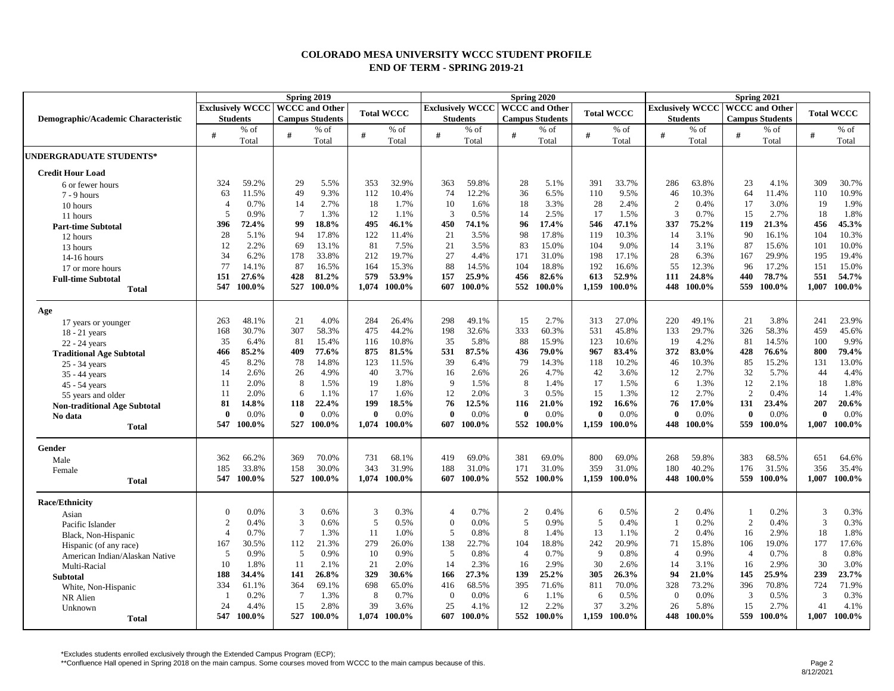# COLORADO MESA UNIVERSITY WCCC STUDENT PROFILE
## END OF TERM - SPRING 2019-21

| Demographic/Academic Characteristic | Spring 2019 | | | | | | Spring 2020 | | | | | | Spring 2021 | | | | | |
|---|---|---|---|---|---|---|---|---|---|---|---|---|---|---|---|---|---|---|
| | Exclusively WCCC Students | | WCCC and Other Campus Students | | Total WCCC | | Exclusively WCCC Students | | WCCC and Other Campus Students | | Total WCCC | | Exclusively WCCC Students | | WCCC and Other Campus Students | | Total WCCC | |
| | # | % of Total | # | % of Total | # | % of Total | # | % of Total | # | % of Total | # | % of Total | # | % of Total | # | % of Total | # | % of Total |
| **UNDERGRADUATE STUDENTS*** | | | | | | | | | | | | | | | | | | |
| **Credit Hour Load** | | | | | | | | | | | | | | | | | | |
| 6 or fewer hours | 324 | 59.2% | 29 | 5.5% | 353 | 32.9% | 363 | 59.8% | 28 | 5.1% | 391 | 33.7% | 286 | 63.8% | 23 | 4.1% | 309 | 30.7% |
| 7 - 9 hours | 63 | 11.5% | 49 | 9.3% | 112 | 10.4% | 74 | 12.2% | 36 | 6.5% | 110 | 9.5% | 46 | 10.3% | 64 | 11.4% | 110 | 10.9% |
| 10 hours | 4 | 0.7% | 14 | 2.7% | 18 | 1.7% | 10 | 1.6% | 18 | 3.3% | 28 | 2.4% | 2 | 0.4% | 17 | 3.0% | 19 | 1.9% |
| 11 hours | 5 | 0.9% | 7 | 1.3% | 12 | 1.1% | 3 | 0.5% | 14 | 2.5% | 17 | 1.5% | 3 | 0.7% | 15 | 2.7% | 18 | 1.8% |
| **Part-time Subtotal** | **396** | **72.4%** | **99** | **18.8%** | **495** | **46.1%** | **450** | **74.1%** | **96** | **17.4%** | **546** | **47.1%** | **337** | **75.2%** | **119** | **21.3%** | **456** | **45.3%** |
| 12 hours | 28 | 5.1% | 94 | 17.8% | 122 | 11.4% | 21 | 3.5% | 98 | 17.8% | 119 | 10.3% | 14 | 3.1% | 90 | 16.1% | 104 | 10.3% |
| 13 hours | 12 | 2.2% | 69 | 13.1% | 81 | 7.5% | 21 | 3.5% | 83 | 15.0% | 104 | 9.0% | 14 | 3.1% | 87 | 15.6% | 101 | 10.0% |
| 14-16 hours | 34 | 6.2% | 178 | 33.8% | 212 | 19.7% | 27 | 4.4% | 171 | 31.0% | 198 | 17.1% | 28 | 6.3% | 167 | 29.9% | 195 | 19.4% |
| 17 or more hours | 77 | 14.1% | 87 | 16.5% | 164 | 15.3% | 88 | 14.5% | 104 | 18.8% | 192 | 16.6% | 55 | 12.3% | 96 | 17.2% | 151 | 15.0% |
| **Full-time Subtotal** | **151** | **27.6%** | **428** | **81.2%** | **579** | **53.9%** | **157** | **25.9%** | **456** | **82.6%** | **613** | **52.9%** | **111** | **24.8%** | **440** | **78.7%** | **551** | **54.7%** |
| **Total** | **547** | **100.0%** | **527** | **100.0%** | **1,074** | **100.0%** | **607** | **100.0%** | **552** | **100.0%** | **1,159** | **100.0%** | **448** | **100.0%** | **559** | **100.0%** | **1,007** | **100.0%** |
| **Age** | | | | | | | | | | | | | | | | | | |
| 17 years or younger | 263 | 48.1% | 21 | 4.0% | 284 | 26.4% | 298 | 49.1% | 15 | 2.7% | 313 | 27.0% | 220 | 49.1% | 21 | 3.8% | 241 | 23.9% |
| 18 - 21 years | 168 | 30.7% | 307 | 58.3% | 475 | 44.2% | 198 | 32.6% | 333 | 60.3% | 531 | 45.8% | 133 | 29.7% | 326 | 58.3% | 459 | 45.6% |
| 22 - 24 years | 35 | 6.4% | 81 | 15.4% | 116 | 10.8% | 35 | 5.8% | 88 | 15.9% | 123 | 10.6% | 19 | 4.2% | 81 | 14.5% | 100 | 9.9% |
| **Traditional Age Subtotal** | **466** | **85.2%** | **409** | **77.6%** | **875** | **81.5%** | **531** | **87.5%** | **436** | **79.0%** | **967** | **83.4%** | **372** | **83.0%** | **428** | **76.6%** | **800** | **79.4%** |
| 25 - 34 years | 45 | 8.2% | 78 | 14.8% | 123 | 11.5% | 39 | 6.4% | 79 | 14.3% | 118 | 10.2% | 46 | 10.3% | 85 | 15.2% | 131 | 13.0% |
| 35 - 44 years | 14 | 2.6% | 26 | 4.9% | 40 | 3.7% | 16 | 2.6% | 26 | 4.7% | 42 | 3.6% | 12 | 2.7% | 32 | 5.7% | 44 | 4.4% |
| 45 - 54 years | 11 | 2.0% | 8 | 1.5% | 19 | 1.8% | 9 | 1.5% | 8 | 1.4% | 17 | 1.5% | 6 | 1.3% | 12 | 2.1% | 18 | 1.8% |
| 55 years and older | 11 | 2.0% | 6 | 1.1% | 17 | 1.6% | 12 | 2.0% | 3 | 0.5% | 15 | 1.3% | 12 | 2.7% | 2 | 0.4% | 14 | 1.4% |
| **Non-traditional Age Subtotal** | **81** | **14.8%** | **118** | **22.4%** | **199** | **18.5%** | **76** | **12.5%** | **116** | **21.0%** | **192** | **16.6%** | **76** | **17.0%** | **131** | **23.4%** | **207** | **20.6%** |
| **No data** | **0** | 0.0% | **0** | 0.0% | **0** | 0.0% | **0** | 0.0% | **0** | 0.0% | **0** | 0.0% | **0** | 0.0% | **0** | 0.0% | **0** | 0.0% |
| **Total** | **547** | **100.0%** | **527** | **100.0%** | **1,074** | **100.0%** | **607** | **100.0%** | **552** | **100.0%** | **1,159** | **100.0%** | **448** | **100.0%** | **559** | **100.0%** | **1,007** | **100.0%** |
| **Gender** | | | | | | | | | | | | | | | | | | |
| Male | 362 | 66.2% | 369 | 70.0% | 731 | 68.1% | 419 | 69.0% | 381 | 69.0% | 800 | 69.0% | 268 | 59.8% | 383 | 68.5% | 651 | 64.6% |
| Female | 185 | 33.8% | 158 | 30.0% | 343 | 31.9% | 188 | 31.0% | 171 | 31.0% | 359 | 31.0% | 180 | 40.2% | 176 | 31.5% | 356 | 35.4% |
| **Total** | **547** | **100.0%** | **527** | **100.0%** | **1,074** | **100.0%** | **607** | **100.0%** | **552** | **100.0%** | **1,159** | **100.0%** | **448** | **100.0%** | **559** | **100.0%** | **1,007** | **100.0%** |
| **Race/Ethnicity** | | | | | | | | | | | | | | | | | | |
| Asian | 0 | 0.0% | 3 | 0.6% | 3 | 0.3% | 4 | 0.7% | 2 | 0.4% | 6 | 0.5% | 2 | 0.4% | 1 | 0.2% | 3 | 0.3% |
| Pacific Islander | 2 | 0.4% | 3 | 0.6% | 5 | 0.5% | 0 | 0.0% | 5 | 0.9% | 5 | 0.4% | 1 | 0.2% | 2 | 0.4% | 3 | 0.3% |
| Black, Non-Hispanic | 4 | 0.7% | 7 | 1.3% | 11 | 1.0% | 5 | 0.8% | 8 | 1.4% | 13 | 1.1% | 2 | 0.4% | 16 | 2.9% | 18 | 1.8% |
| Hispanic (of any race) | 167 | 30.5% | 112 | 21.3% | 279 | 26.0% | 138 | 22.7% | 104 | 18.8% | 242 | 20.9% | 71 | 15.8% | 106 | 19.0% | 177 | 17.6% |
| American Indian/Alaskan Native | 5 | 0.9% | 5 | 0.9% | 10 | 0.9% | 5 | 0.8% | 4 | 0.7% | 9 | 0.8% | 4 | 0.9% | 4 | 0.7% | 8 | 0.8% |
| Multi-Racial | 10 | 1.8% | 11 | 2.1% | 21 | 2.0% | 14 | 2.3% | 16 | 2.9% | 30 | 2.6% | 14 | 3.1% | 16 | 2.9% | 30 | 3.0% |
| **Subtotal** | **188** | **34.4%** | **141** | **26.8%** | **329** | **30.6%** | **166** | **27.3%** | **139** | **25.2%** | **305** | **26.3%** | **94** | **21.0%** | **145** | **25.9%** | **239** | **23.7%** |
| White, Non-Hispanic | 334 | 61.1% | 364 | 69.1% | 698 | 65.0% | 416 | 68.5% | 395 | 71.6% | 811 | 70.0% | 328 | 73.2% | 396 | 70.8% | 724 | 71.9% |
| NR Alien | 1 | 0.2% | 7 | 1.3% | 8 | 0.7% | 0 | 0.0% | 6 | 1.1% | 6 | 0.5% | 0 | 0.0% | 3 | 0.5% | 3 | 0.3% |
| Unknown | 24 | 4.4% | 15 | 2.8% | 39 | 3.6% | 25 | 4.1% | 12 | 2.2% | 37 | 3.2% | 26 | 5.8% | 15 | 2.7% | 41 | 4.1% |
| **Total** | **547** | **100.0%** | **527** | **100.0%** | **1,074** | **100.0%** | **607** | **100.0%** | **552** | **100.0%** | **1,159** | **100.0%** | **448** | **100.0%** | **559** | **100.0%** | **1,007** | **100.0%** |

*Excludes students enrolled exclusively through the Extended Campus Program (ECP);

**Confluence Hall opened in Spring 2018 on the main campus. Some courses moved from WCCC to the main campus because of this.

8/12/2021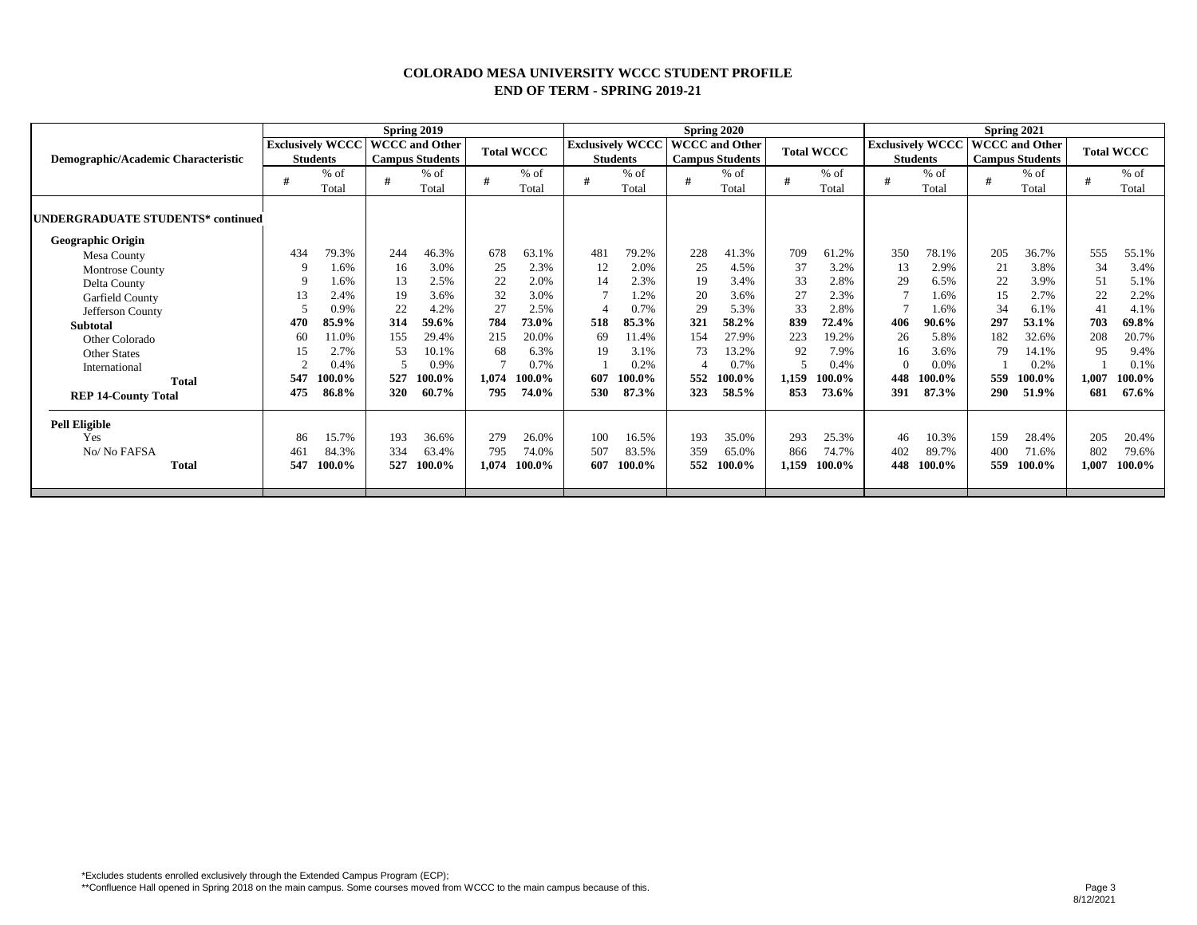# COLORADO MESA UNIVERSITY WCCC STUDENT PROFILE
## END OF TERM - SPRING 2019-21

| Demographic/Academic Characteristic | Spring 2019 | | | | | | Spring 2020 | | | | | | Spring 2021 | | | | | |
|---|---|---|---|---|---|---|---|---|---|---|---|---|---|---|---|---|---|---|
| | Exclusively WCCC Students | | WCCC and Other Campus Students | | Total WCCC | | Exclusively WCCC Students | | WCCC and Other Campus Students | | Total WCCC | | Exclusively WCCC Students | | WCCC and Other Campus Students | | Total WCCC | |
| | # | % of Total | # | % of Total | # | % of Total | # | % of Total | # | % of Total | # | % of Total | # | % of Total | # | % of Total | # | % of Total |
| **UNDERGRADUATE STUDENTS* continued** | | | | | | | | | | | | | | | | | | |
| **Geographic Origin** | | | | | | | | | | | | | | | | | | |
| Mesa County | 434 | 79.3% | 244 | 46.3% | 678 | 63.1% | 481 | 79.2% | 228 | 41.3% | 709 | 61.2% | 350 | 78.1% | 205 | 36.7% | 555 | 55.1% |
| Montrose County | 9 | 1.6% | 16 | 3.0% | 25 | 2.3% | 12 | 2.0% | 25 | 4.5% | 37 | 3.2% | 13 | 2.9% | 21 | 3.8% | 34 | 3.4% |
| Delta County | 9 | 1.6% | 13 | 2.5% | 22 | 2.0% | 14 | 2.3% | 19 | 3.4% | 33 | 2.8% | 29 | 6.5% | 22 | 3.9% | 51 | 5.1% |
| Garfield County | 13 | 2.4% | 19 | 3.6% | 32 | 3.0% | 7 | 1.2% | 20 | 3.6% | 27 | 2.3% | 7 | 1.6% | 15 | 2.7% | 22 | 2.2% |
| Jefferson County | 5 | 0.9% | 22 | 4.2% | 27 | 2.5% | 4 | 0.7% | 29 | 5.3% | 33 | 2.8% | 7 | 1.6% | 34 | 6.1% | 41 | 4.1% |
| **Subtotal** | **470** | **85.9%** | **314** | **59.6%** | **784** | **73.0%** | **518** | **85.3%** | **321** | **58.2%** | **839** | **72.4%** | **406** | **90.6%** | **297** | **53.1%** | **703** | **69.8%** |
| Other Colorado | 60 | 11.0% | 155 | 29.4% | 215 | 20.0% | 69 | 11.4% | 154 | 27.9% | 223 | 19.2% | 26 | 5.8% | 182 | 32.6% | 208 | 20.7% |
| Other States | 15 | 2.7% | 53 | 10.1% | 68 | 6.3% | 19 | 3.1% | 73 | 13.2% | 92 | 7.9% | 16 | 3.6% | 79 | 14.1% | 95 | 9.4% |
| International | 2 | 0.4% | 5 | 0.9% | 7 | 0.7% | 1 | 0.2% | 4 | 0.7% | 5 | 0.4% | 0 | 0.0% | 1 | 0.2% | 1 | 0.1% |
| **Total** | **547** | **100.0%** | **527** | **100.0%** | **1,074** | **100.0%** | **607** | **100.0%** | **552** | **100.0%** | **1,159** | **100.0%** | **448** | **100.0%** | **559** | **100.0%** | **1,007** | **100.0%** |
| **REP 14-County Total** | **475** | **86.8%** | **320** | **60.7%** | **795** | **74.0%** | **530** | **87.3%** | **323** | **58.5%** | **853** | **73.6%** | **391** | **87.3%** | **290** | **51.9%** | **681** | **67.6%** |
| **Pell Eligible** | | | | | | | | | | | | | | | | | | |
| Yes | 86 | 15.7% | 193 | 36.6% | 279 | 26.0% | 100 | 16.5% | 193 | 35.0% | 293 | 25.3% | 46 | 10.3% | 159 | 28.4% | 205 | 20.4% |
| No/ No FAFSA | 461 | 84.3% | 334 | 63.4% | 795 | 74.0% | 507 | 83.5% | 359 | 65.0% | 866 | 74.7% | 402 | 89.7% | 400 | 71.6% | 802 | 79.6% |
| **Total** | **547** | **100.0%** | **527** | **100.0%** | **1,074** | **100.0%** | **607** | **100.0%** | **552** | **100.0%** | **1,159** | **100.0%** | **448** | **100.0%** | **559** | **100.0%** | **1,007** | **100.0%** |

*Excludes students enrolled exclusively through the Extended Campus Program (ECP);

**Confluence Hall opened in Spring 2018 on the main campus. Some courses moved from WCCC to the main campus because of this.

8/12/2021